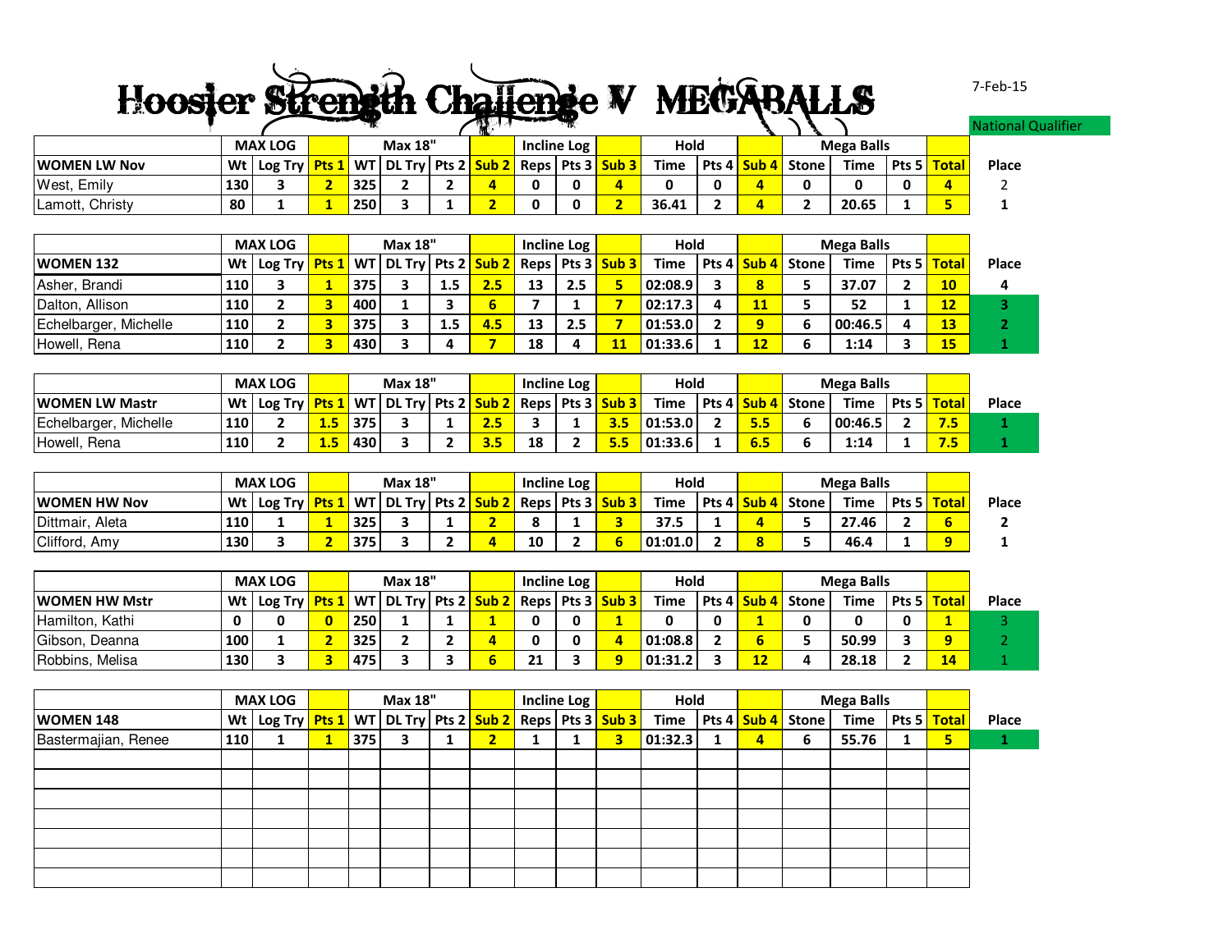# Hoosier Strength Challenge V MEGABALLS

7-Feb-15

National Qualifier

| | MAX LOG | | | Max 18" | | | | Incline Log | | | Hold | | | Mega Balls | | | | |
|---|---|---|---|---|---|---|---|---|---|---|---|---|---|---|---|---|---|---|
| **WOMEN LW Nov** | Wt | Log Try | Pts 1 | WT | DL Try | Pts 2 | Sub 2 | Reps | Pts 3 | Sub 3 | Time | Pts 4 | Sub 4 | Stone | Time | Pts 5 | Total | Place |
| West, Emily | 130 | 3 | 2 | 325 | 2 | 2 | 4 | 0 | 0 | 4 | 0 | 0 | 4 | 0 | 0 | 0 | 4 | 2 |
| Lamott, Christy | 80 | 1 | 1 | 250 | 3 | 1 | 2 | 0 | 0 | 2 | 36.41 | 2 | 4 | 2 | 20.65 | 1 | 5 | 1 |

| | MAX LOG | | | Max 18" | | | | Incline Log | | | Hold | | | Mega Balls | | | | |
|---|---|---|---|---|---|---|---|---|---|---|---|---|---|---|---|---|---|---|
| **WOMEN 132** | Wt | Log Try | Pts 1 | WT | DL Try | Pts 2 | Sub 2 | Reps | Pts 3 | Sub 3 | Time | Pts 4 | Sub 4 | Stone | Time | Pts 5 | Total | Place |
| Asher, Brandi | 110 | 3 | 1 | 375 | 3 | 1.5 | 2.5 | 13 | 2.5 | 5 | 02:08.9 | 3 | 8 | 5 | 37.07 | 2 | 10 | 4 |
| Dalton, Allison | 110 | 2 | 3 | 400 | 1 | 3 | 6 | 7 | 1 | 7 | 02:17.3 | 4 | 11 | 5 | 52 | 1 | 12 | 3 |
| Echelbarger, Michelle | 110 | 2 | 3 | 375 | 3 | 1.5 | 4.5 | 13 | 2.5 | 7 | 01:53.0 | 2 | 9 | 6 | 00:46.5 | 4 | 13 | 2 |
| Howell, Rena | 110 | 2 | 3 | 430 | 3 | 4 | 7 | 18 | 4 | 11 | 01:33.6 | 1 | 12 | 6 | 1:14 | 3 | 15 | 1 |

| | MAX LOG | | | Max 18" | | | | Incline Log | | | Hold | | | Mega Balls | | | | |
|---|---|---|---|---|---|---|---|---|---|---|---|---|---|---|---|---|---|---|
| **WOMEN LW Mastr** | Wt | Log Try | Pts 1 | WT | DL Try | Pts 2 | Sub 2 | Reps | Pts 3 | Sub 3 | Time | Pts 4 | Sub 4 | Stone | Time | Pts 5 | Total | Place |
| Echelbarger, Michelle | 110 | 2 | 1.5 | 375 | 3 | 1 | 2.5 | 3 | 1 | 3.5 | 01:53.0 | 2 | 5.5 | 6 | 00:46.5 | 2 | 7.5 | 1 |
| Howell, Rena | 110 | 2 | 1.5 | 430 | 3 | 2 | 3.5 | 18 | 2 | 5.5 | 01:33.6 | 1 | 6.5 | 6 | 1:14 | 1 | 7.5 | 1 |

| | MAX LOG | | | Max 18" | | | | Incline Log | | | Hold | | | Mega Balls | | | | |
|---|---|---|---|---|---|---|---|---|---|---|---|---|---|---|---|---|---|---|
| **WOMEN HW Nov** | Wt | Log Try | Pts 1 | WT | DL Try | Pts 2 | Sub 2 | Reps | Pts 3 | Sub 3 | Time | Pts 4 | Sub 4 | Stone | Time | Pts 5 | Total | Place |
| Dittmair, Aleta | 110 | 1 | 1 | 325 | 3 | 1 | 2 | 8 | 1 | 3 | 37.5 | 1 | 4 | 5 | 27.46 | 2 | 6 | 2 |
| Clifford, Amy | 130 | 3 | 2 | 375 | 3 | 2 | 4 | 10 | 2 | 6 | 01:01.0 | 2 | 8 | 5 | 46.4 | 1 | 9 | 1 |

| | MAX LOG | | | Max 18" | | | | Incline Log | | | Hold | | | Mega Balls | | | | |
|---|---|---|---|---|---|---|---|---|---|---|---|---|---|---|---|---|---|---|
| **WOMEN HW Mstr** | Wt | Log Try | Pts 1 | WT | DL Try | Pts 2 | Sub 2 | Reps | Pts 3 | Sub 3 | Time | Pts 4 | Sub 4 | Stone | Time | Pts 5 | Total | Place |
| Hamilton, Kathi | 0 | 0 | 0 | 250 | 1 | 1 | 1 | 0 | 0 | 1 | 0 | 0 | 1 | 0 | 0 | 0 | 1 | 3 |
| Gibson, Deanna | 100 | 1 | 2 | 325 | 2 | 2 | 4 | 0 | 0 | 4 | 01:08.8 | 2 | 6 | 5 | 50.99 | 3 | 9 | 2 |
| Robbins, Melisa | 130 | 3 | 3 | 475 | 3 | 3 | 6 | 21 | 3 | 9 | 01:31.2 | 3 | 12 | 4 | 28.18 | 2 | 14 | 1 |

| | MAX LOG | | | Max 18" | | | | Incline Log | | | Hold | | | Mega Balls | | | | |
|---|---|---|---|---|---|---|---|---|---|---|---|---|---|---|---|---|---|---|
| **WOMEN 148** | Wt | Log Try | Pts 1 | WT | DL Try | Pts 2 | Sub 2 | Reps | Pts 3 | Sub 3 | Time | Pts 4 | Sub 4 | Stone | Time | Pts 5 | Total | Place |
| Bastermajian, Renee | 110 | 1 | 1 | 375 | 3 | 1 | 2 | 1 | 1 | 3 | 01:32.3 | 1 | 4 | 6 | 55.76 | 1 | 5 | 1 |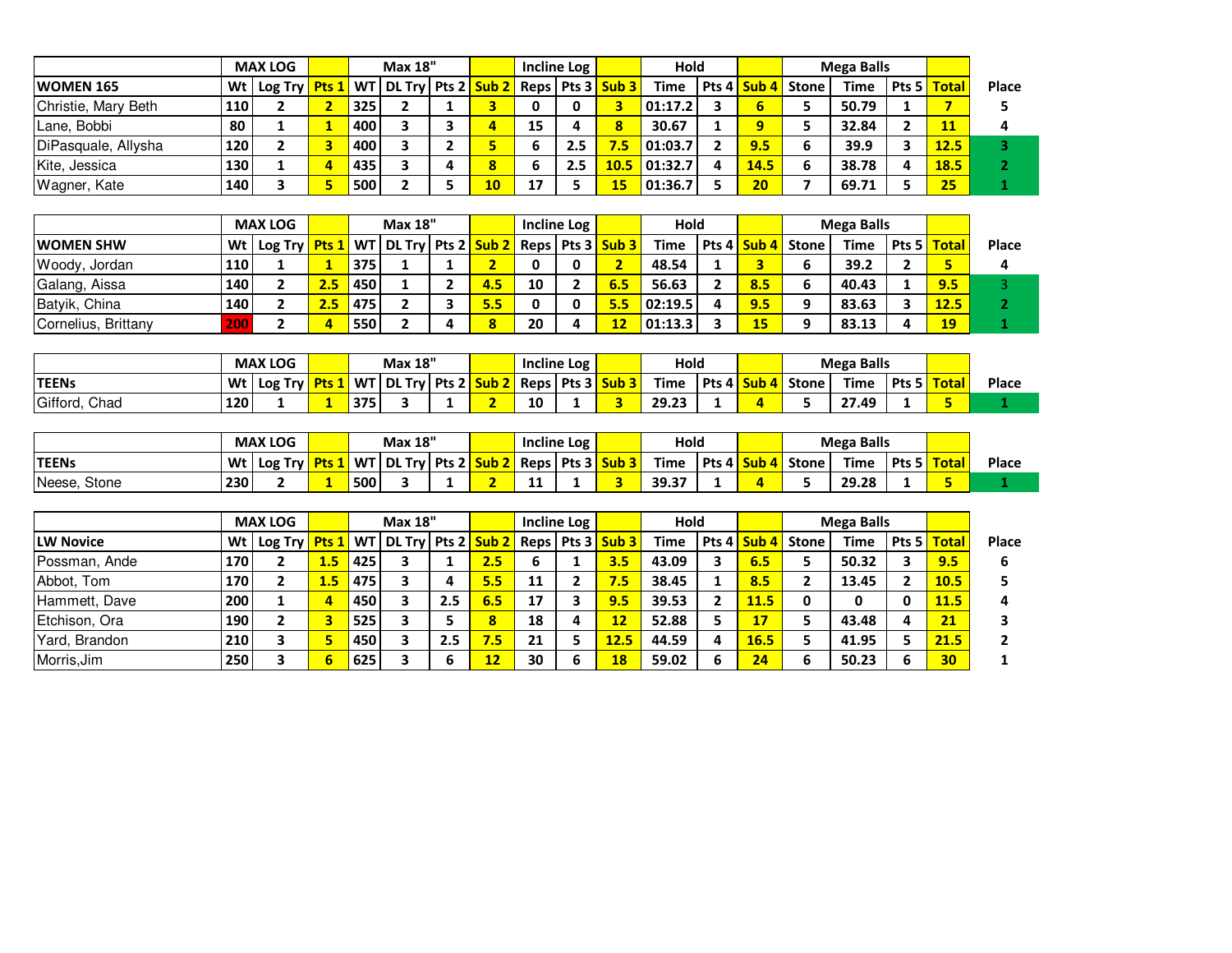| | MAX LOG | | | Max 18" | | | | Incline Log | | | Hold | | | Mega Balls | | | | |
|---|---|---|---|---|---|---|---|---|---|---|---|---|---|---|---|---|---|---|
| WOMEN 165 | Wt | Log Try | Pts 1 | WT | DL Try | Pts 2 | Sub 2 | Reps | Pts 3 | Sub 3 | Time | Pts 4 | Sub 4 | Stone | Time | Pts 5 | Total | Place |
| Christie, Mary Beth | 110 | 2 | 2 | 325 | 2 | 1 | 3 | 0 | 0 | 3 | 01:17.2 | 3 | 6 | 5 | 50.79 | 1 | 7 | 5 |
| Lane, Bobbi | 80 | 1 | 1 | 400 | 3 | 3 | 4 | 15 | 4 | 8 | 30.67 | 1 | 9 | 5 | 32.84 | 2 | 11 | 4 |
| DiPasquale, Allysha | 120 | 2 | 3 | 400 | 3 | 2 | 5 | 6 | 2.5 | 7.5 | 01:03.7 | 2 | 9.5 | 6 | 39.9 | 3 | 12.5 | 3 |
| Kite, Jessica | 130 | 1 | 4 | 435 | 3 | 4 | 8 | 6 | 2.5 | 10.5 | 01:32.7 | 4 | 14.5 | 6 | 38.78 | 4 | 18.5 | 2 |
| Wagner, Kate | 140 | 3 | 5 | 500 | 2 | 5 | 10 | 17 | 5 | 15 | 01:36.7 | 5 | 20 | 7 | 69.71 | 5 | 25 | 1 |

| | MAX LOG | | | Max 18" | | | | Incline Log | | | Hold | | | Mega Balls | | | | |
|---|---|---|---|---|---|---|---|---|---|---|---|---|---|---|---|---|---|---|
| WOMEN SHW | Wt | Log Try | Pts 1 | WT | DL Try | Pts 2 | Sub 2 | Reps | Pts 3 | Sub 3 | Time | Pts 4 | Sub 4 | Stone | Time | Pts 5 | Total | Place |
| Woody, Jordan | 110 | 1 | 1 | 375 | 1 | 1 | 2 | 0 | 0 | 2 | 48.54 | 1 | 3 | 6 | 39.2 | 2 | 5 | 4 |
| Galang, Aissa | 140 | 2 | 2.5 | 450 | 1 | 2 | 4.5 | 10 | 2 | 6.5 | 56.63 | 2 | 8.5 | 6 | 40.43 | 1 | 9.5 | 3 |
| Batyik, China | 140 | 2 | 2.5 | 475 | 2 | 3 | 5.5 | 0 | 0 | 5.5 | 02:19.5 | 4 | 9.5 | 9 | 83.63 | 3 | 12.5 | 2 |
| Cornelius, Brittany | 200 | 2 | 4 | 550 | 2 | 4 | 8 | 20 | 4 | 12 | 01:13.3 | 3 | 15 | 9 | 83.13 | 4 | 19 | 1 |

| | MAX LOG | | | Max 18" | | | | Incline Log | | | Hold | | | Mega Balls | | | | |
|---|---|---|---|---|---|---|---|---|---|---|---|---|---|---|---|---|---|---|
| TEENs | Wt | Log Try | Pts 1 | WT | DL Try | Pts 2 | Sub 2 | Reps | Pts 3 | Sub 3 | Time | Pts 4 | Sub 4 | Stone | Time | Pts 5 | Total | Place |
| Gifford, Chad | 120 | 1 | 1 | 375 | 3 | 1 | 2 | 10 | 1 | 3 | 29.23 | 1 | 4 | 5 | 27.49 | 1 | 5 | 1 |

| | MAX LOG | | | Max 18" | | | | Incline Log | | | Hold | | | Mega Balls | | | | |
|---|---|---|---|---|---|---|---|---|---|---|---|---|---|---|---|---|---|---|
| TEENs | Wt | Log Try | Pts 1 | WT | DL Try | Pts 2 | Sub 2 | Reps | Pts 3 | Sub 3 | Time | Pts 4 | Sub 4 | Stone | Time | Pts 5 | Total | Place |
| Neese, Stone | 230 | 2 | 1 | 500 | 3 | 1 | 2 | 11 | 1 | 3 | 39.37 | 1 | 4 | 5 | 29.28 | 1 | 5 | 1 |

| | MAX LOG | | | Max 18" | | | | Incline Log | | | Hold | | | Mega Balls | | | | |
|---|---|---|---|---|---|---|---|---|---|---|---|---|---|---|---|---|---|---|
| LW Novice | Wt | Log Try | Pts 1 | WT | DL Try | Pts 2 | Sub 2 | Reps | Pts 3 | Sub 3 | Time | Pts 4 | Sub 4 | Stone | Time | Pts 5 | Total | Place |
| Possman, Ande | 170 | 2 | 1.5 | 425 | 3 | 1 | 2.5 | 6 | 1 | 3.5 | 43.09 | 3 | 6.5 | 5 | 50.32 | 3 | 9.5 | 6 |
| Abbot, Tom | 170 | 2 | 1.5 | 475 | 3 | 4 | 5.5 | 11 | 2 | 7.5 | 38.45 | 1 | 8.5 | 2 | 13.45 | 2 | 10.5 | 5 |
| Hammett, Dave | 200 | 1 | 4 | 450 | 3 | 2.5 | 6.5 | 17 | 3 | 9.5 | 39.53 | 2 | 11.5 | 0 | 0 | 0 | 11.5 | 4 |
| Etchison, Ora | 190 | 2 | 3 | 525 | 3 | 5 | 8 | 18 | 4 | 12 | 52.88 | 5 | 17 | 5 | 43.48 | 4 | 21 | 3 |
| Yard, Brandon | 210 | 3 | 5 | 450 | 3 | 2.5 | 7.5 | 21 | 5 | 12.5 | 44.59 | 4 | 16.5 | 5 | 41.95 | 5 | 21.5 | 2 |
| Morris,Jim | 250 | 3 | 6 | 625 | 3 | 6 | 12 | 30 | 6 | 18 | 59.02 | 6 | 24 | 6 | 50.23 | 6 | 30 | 1 |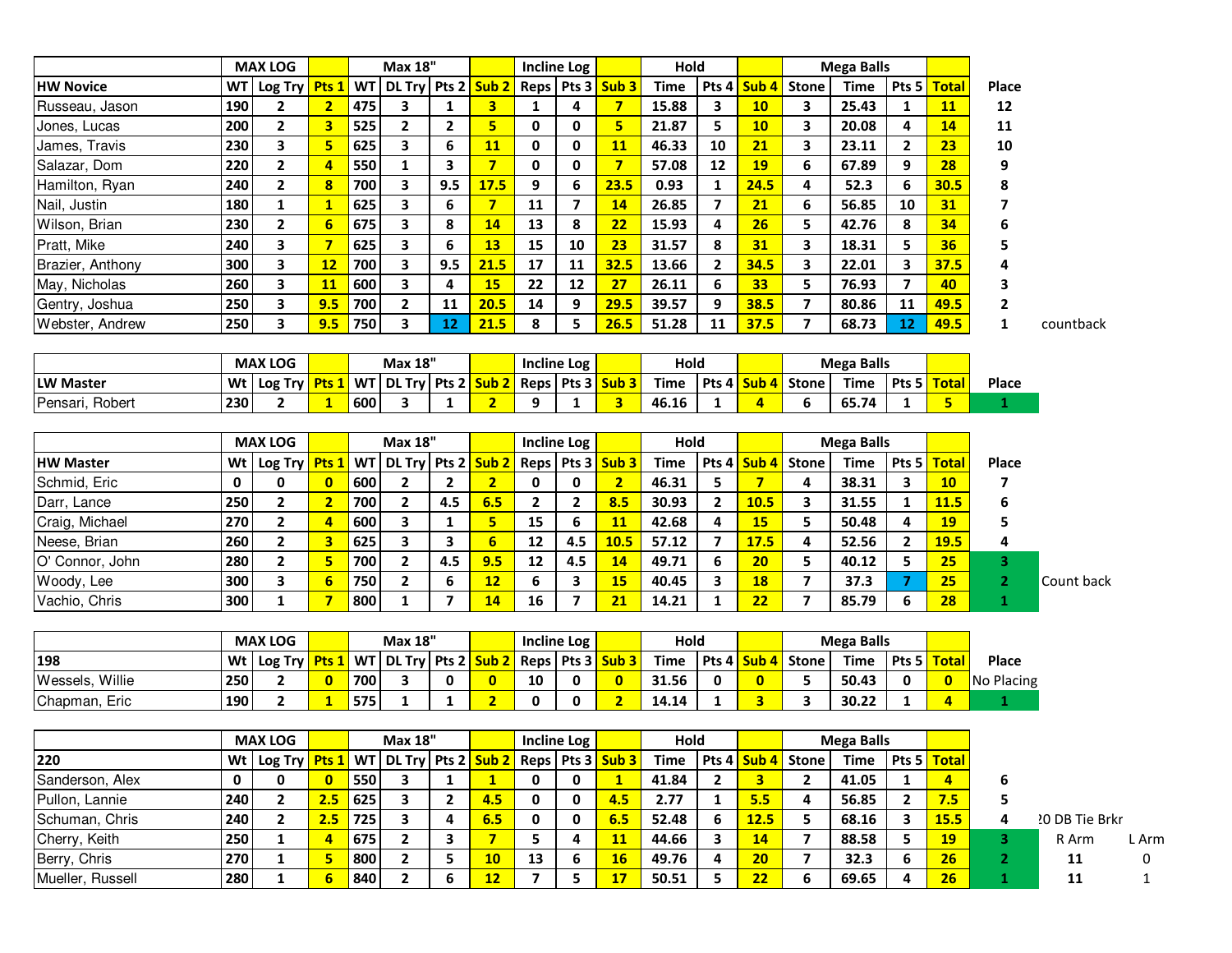| | MAX LOG | | | Max 18" | | | | Incline Log | | | Hold | | | Mega Balls | | | | | |
|---|---|---|---|---|---|---|---|---|---|---|---|---|---|---|---|---|---|---|---|
| HW Novice | WT | Log Try | Pts 1 | WT | DL Try | Pts 2 | Sub 2 | Reps | Pts 3 | Sub 3 | Time | Pts 4 | Sub 4 | Stone | Time | Pts 5 | Total | Place | |
| Russeau, Jason | 190 | 2 | 2 | 475 | 3 | 1 | 3 | 1 | 4 | 7 | 15.88 | 3 | 10 | 3 | 25.43 | 1 | 11 | 12 | |
| Jones, Lucas | 200 | 2 | 3 | 525 | 2 | 2 | 5 | 0 | 0 | 5 | 21.87 | 5 | 10 | 3 | 20.08 | 4 | 14 | 11 | |
| James, Travis | 230 | 3 | 5 | 625 | 3 | 6 | 11 | 0 | 0 | 11 | 46.33 | 10 | 21 | 3 | 23.11 | 2 | 23 | 10 | |
| Salazar, Dom | 220 | 2 | 4 | 550 | 1 | 3 | 7 | 0 | 0 | 7 | 57.08 | 12 | 19 | 6 | 67.89 | 9 | 28 | 9 | |
| Hamilton, Ryan | 240 | 2 | 8 | 700 | 3 | 9.5 | 17.5 | 9 | 6 | 23.5 | 0.93 | 1 | 24.5 | 4 | 52.3 | 6 | 30.5 | 8 | |
| Nail, Justin | 180 | 1 | 1 | 625 | 3 | 6 | 7 | 11 | 7 | 14 | 26.85 | 7 | 21 | 6 | 56.85 | 10 | 31 | 7 | |
| Wilson, Brian | 230 | 2 | 6 | 675 | 3 | 8 | 14 | 13 | 8 | 22 | 15.93 | 4 | 26 | 5 | 42.76 | 8 | 34 | 6 | |
| Pratt, Mike | 240 | 3 | 7 | 625 | 3 | 6 | 13 | 15 | 10 | 23 | 31.57 | 8 | 31 | 3 | 18.31 | 5 | 36 | 5 | |
| Brazier, Anthony | 300 | 3 | 12 | 700 | 3 | 9.5 | 21.5 | 17 | 11 | 32.5 | 13.66 | 2 | 34.5 | 3 | 22.01 | 3 | 37.5 | 4 | |
| May, Nicholas | 260 | 3 | 11 | 600 | 3 | 4 | 15 | 22 | 12 | 27 | 26.11 | 6 | 33 | 5 | 76.93 | 7 | 40 | 3 | |
| Gentry, Joshua | 250 | 3 | 9.5 | 700 | 2 | 11 | 20.5 | 14 | 9 | 29.5 | 39.57 | 9 | 38.5 | 7 | 80.86 | 11 | 49.5 | 2 | |
| Webster, Andrew | 250 | 3 | 9.5 | 750 | 3 | 12 | 21.5 | 8 | 5 | 26.5 | 51.28 | 11 | 37.5 | 7 | 68.73 | 12 | 49.5 | 1 | countback |

| | MAX LOG | | | Max 18" | | | | Incline Log | | | Hold | | | Mega Balls | | | | |
|---|---|---|---|---|---|---|---|---|---|---|---|---|---|---|---|---|---|---|
| LW Master | Wt | Log Try | Pts 1 | WT | DL Try | Pts 2 | Sub 2 | Reps | Pts 3 | Sub 3 | Time | Pts 4 | Sub 4 | Stone | Time | Pts 5 | Total | Place |
| Pensari, Robert | 230 | 2 | 1 | 600 | 3 | 1 | 2 | 9 | 1 | 3 | 46.16 | 1 | 4 | 6 | 65.74 | 1 | 5 | 1 |

| | MAX LOG | | | Max 18" | | | | Incline Log | | | Hold | | | Mega Balls | | | | | |
|---|---|---|---|---|---|---|---|---|---|---|---|---|---|---|---|---|---|---|---|
| HW Master | Wt | Log Try | Pts 1 | WT | DL Try | Pts 2 | Sub 2 | Reps | Pts 3 | Sub 3 | Time | Pts 4 | Sub 4 | Stone | Time | Pts 5 | Total | Place | |
| Schmid, Eric | 0 | 0 | 0 | 600 | 2 | 2 | 2 | 0 | 0 | 2 | 46.31 | 5 | 7 | 4 | 38.31 | 3 | 10 | 7 | |
| Darr, Lance | 250 | 2 | 2 | 700 | 2 | 4.5 | 6.5 | 2 | 2 | 8.5 | 30.93 | 2 | 10.5 | 3 | 31.55 | 1 | 11.5 | 6 | |
| Craig, Michael | 270 | 2 | 4 | 600 | 3 | 1 | 5 | 15 | 6 | 11 | 42.68 | 4 | 15 | 5 | 50.48 | 4 | 19 | 5 | |
| Neese, Brian | 260 | 2 | 3 | 625 | 3 | 3 | 6 | 12 | 4.5 | 10.5 | 57.12 | 7 | 17.5 | 4 | 52.56 | 2 | 19.5 | 4 | |
| O' Connor, John | 280 | 2 | 5 | 700 | 2 | 4.5 | 9.5 | 12 | 4.5 | 14 | 49.71 | 6 | 20 | 5 | 40.12 | 5 | 25 | 3 | |
| Woody, Lee | 300 | 3 | 6 | 750 | 2 | 6 | 12 | 6 | 3 | 15 | 40.45 | 3 | 18 | 7 | 37.3 | 7 | 25 | 2 | Count back |
| Vachio, Chris | 300 | 1 | 7 | 800 | 1 | 7 | 14 | 16 | 7 | 21 | 14.21 | 1 | 22 | 7 | 85.79 | 6 | 28 | 1 | |

| | MAX LOG | | | Max 18" | | | | Incline Log | | | Hold | | | Mega Balls | | | | |
|---|---|---|---|---|---|---|---|---|---|---|---|---|---|---|---|---|---|---|
| 198 | Wt | Log Try | Pts 1 | WT | DL Try | Pts 2 | Sub 2 | Reps | Pts 3 | Sub 3 | Time | Pts 4 | Sub 4 | Stone | Time | Pts 5 | Total | Place |
| Wessels, Willie | 250 | 2 | 0 | 700 | 3 | 0 | 0 | 10 | 0 | 0 | 31.56 | 0 | 0 | 5 | 50.43 | 0 | 0 | No Placing |
| Chapman, Eric | 190 | 2 | 1 | 575 | 1 | 1 | 2 | 0 | 0 | 2 | 14.14 | 1 | 3 | 3 | 30.22 | 1 | 4 | 1 |

| | MAX LOG | | | Max 18" | | | | Incline Log | | | Hold | | | Mega Balls | | | | | | |
|---|---|---|---|---|---|---|---|---|---|---|---|---|---|---|---|---|---|---|---|---|
| 220 | Wt | Log Try | Pts 1 | WT | DL Try | Pts 2 | Sub 2 | Reps | Pts 3 | Sub 3 | Time | Pts 4 | Sub 4 | Stone | Time | Pts 5 | Total | | | |
| Sanderson, Alex | 0 | 0 | 0 | 550 | 3 | 1 | 1 | 0 | 0 | 1 | 41.84 | 2 | 3 | 2 | 41.05 | 1 | 4 | 6 | | |
| Pullon, Lannie | 240 | 2 | 2.5 | 625 | 3 | 2 | 4.5 | 0 | 0 | 4.5 | 2.77 | 1 | 5.5 | 4 | 56.85 | 2 | 7.5 | 5 | | |
| Schuman, Chris | 240 | 2 | 2.5 | 725 | 3 | 4 | 6.5 | 0 | 0 | 6.5 | 52.48 | 6 | 12.5 | 5 | 68.16 | 3 | 15.5 | 4 | 20 DB Tie Brkr | |
| Cherry, Keith | 250 | 1 | 4 | 675 | 2 | 3 | 7 | 5 | 4 | 11 | 44.66 | 3 | 14 | 7 | 88.58 | 5 | 19 | 3 | R Arm | L Arm |
| Berry, Chris | 270 | 1 | 5 | 800 | 2 | 5 | 10 | 13 | 6 | 16 | 49.76 | 4 | 20 | 7 | 32.3 | 6 | 26 | 2 | 11 | 0 |
| Mueller, Russell | 280 | 1 | 6 | 840 | 2 | 6 | 12 | 7 | 5 | 17 | 50.51 | 5 | 22 | 6 | 69.65 | 4 | 26 | 1 | 11 | 1 |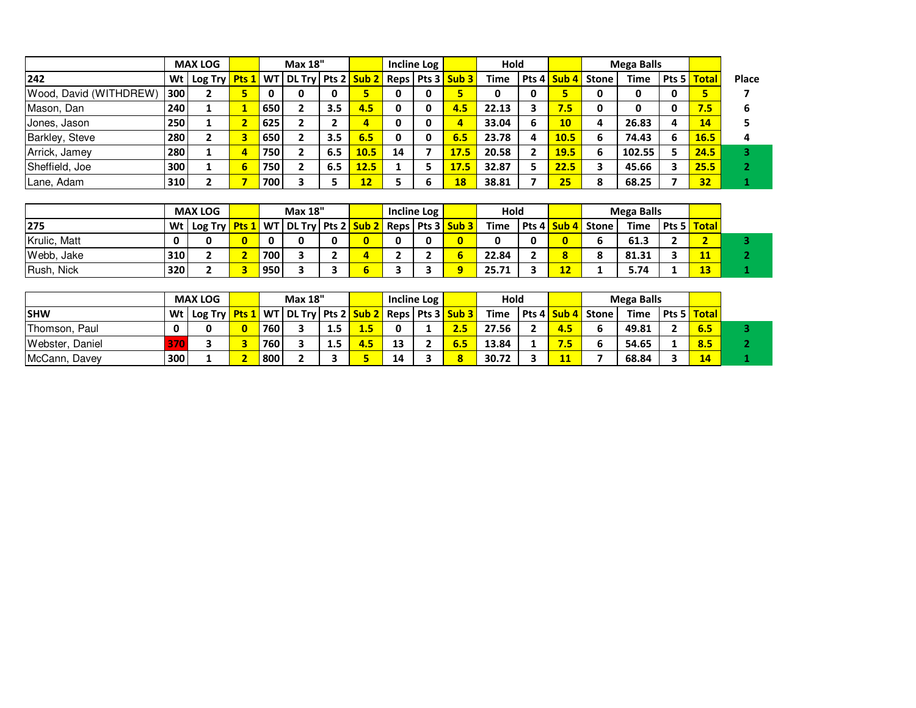| | MAX LOG | | | Max 18" | | | | Incline Log | | | Hold | | | Mega Balls | | | | |
|---|---|---|---|---|---|---|---|---|---|---|---|---|---|---|---|---|---|---|
| 242 | Wt | Log Try | Pts 1 | WT | DL Try | Pts 2 | Sub 2 | Reps | Pts 3 | Sub 3 | Time | Pts 4 | Sub 4 | Stone | Time | Pts 5 | Total | Place |
| Wood, David (WITHDREW) | 300 | 2 | 5 | 0 | 0 | 0 | 5 | 0 | 0 | 5 | 0 | 0 | 5 | 0 | 0 | 0 | 5 | 7 |
| Mason, Dan | 240 | 1 | 1 | 650 | 2 | 3.5 | 4.5 | 0 | 0 | 4.5 | 22.13 | 3 | 7.5 | 0 | 0 | 0 | 7.5 | 6 |
| Jones, Jason | 250 | 1 | 2 | 625 | 2 | 2 | 4 | 0 | 0 | 4 | 33.04 | 6 | 10 | 4 | 26.83 | 4 | 14 | 5 |
| Barkley, Steve | 280 | 2 | 3 | 650 | 2 | 3.5 | 6.5 | 0 | 0 | 6.5 | 23.78 | 4 | 10.5 | 6 | 74.43 | 6 | 16.5 | 4 |
| Arrick, Jamey | 280 | 1 | 4 | 750 | 2 | 6.5 | 10.5 | 14 | 7 | 17.5 | 20.58 | 2 | 19.5 | 6 | 102.55 | 5 | 24.5 | 3 |
| Sheffield, Joe | 300 | 1 | 6 | 750 | 2 | 6.5 | 12.5 | 1 | 5 | 17.5 | 32.87 | 5 | 22.5 | 3 | 45.66 | 3 | 25.5 | 2 |
| Lane, Adam | 310 | 2 | 7 | 700 | 3 | 5 | 12 | 5 | 6 | 18 | 38.81 | 7 | 25 | 8 | 68.25 | 7 | 32 | 1 |

| | MAX LOG | | | Max 18" | | | | Incline Log | | | Hold | | | Mega Balls | | | | |
|---|---|---|---|---|---|---|---|---|---|---|---|---|---|---|---|---|---|---|
| 275 | Wt | Log Try | Pts 1 | WT | DL Try | Pts 2 | Sub 2 | Reps | Pts 3 | Sub 3 | Time | Pts 4 | Sub 4 | Stone | Time | Pts 5 | Total | |
| Krulic, Matt | 0 | 0 | 0 | 0 | 0 | 0 | 0 | 0 | 0 | 0 | 0 | 0 | 0 | 6 | 61.3 | 2 | 2 | 3 |
| Webb, Jake | 310 | 2 | 2 | 700 | 3 | 2 | 4 | 2 | 2 | 6 | 22.84 | 2 | 8 | 8 | 81.31 | 3 | 11 | 2 |
| Rush, Nick | 320 | 2 | 3 | 950 | 3 | 3 | 6 | 3 | 3 | 9 | 25.71 | 3 | 12 | 1 | 5.74 | 1 | 13 | 1 |

| | MAX LOG | | | Max 18" | | | | Incline Log | | | Hold | | | Mega Balls | | | | |
|---|---|---|---|---|---|---|---|---|---|---|---|---|---|---|---|---|---|---|
| SHW | Wt | Log Try | Pts 1 | WT | DL Try | Pts 2 | Sub 2 | Reps | Pts 3 | Sub 3 | Time | Pts 4 | Sub 4 | Stone | Time | Pts 5 | Total | |
| Thomson, Paul | 0 | 0 | 0 | 760 | 3 | 1.5 | 1.5 | 0 | 1 | 2.5 | 27.56 | 2 | 4.5 | 6 | 49.81 | 2 | 6.5 | 3 |
| Webster, Daniel | 370 | 3 | 3 | 760 | 3 | 1.5 | 4.5 | 13 | 2 | 6.5 | 13.84 | 1 | 7.5 | 6 | 54.65 | 1 | 8.5 | 2 |
| McCann, Davey | 300 | 1 | 2 | 800 | 2 | 3 | 5 | 14 | 3 | 8 | 30.72 | 3 | 11 | 7 | 68.84 | 3 | 14 | 1 |